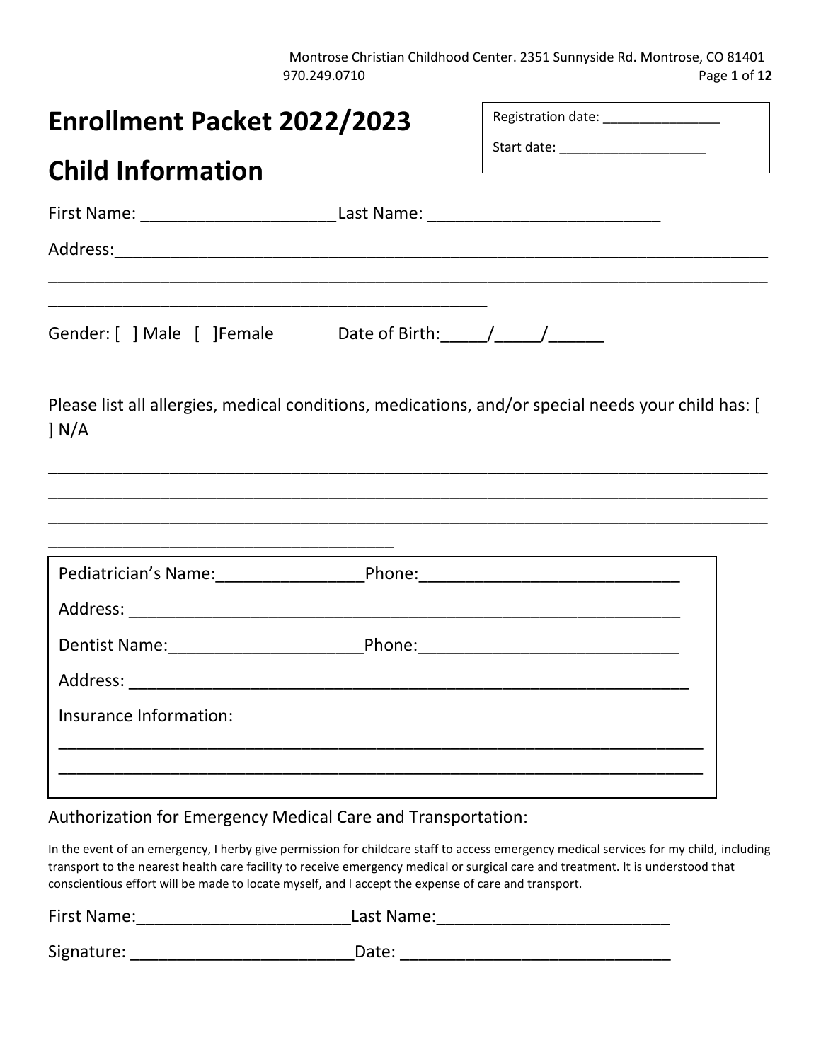Montrose Christian Childhood Center. 2351 Sunnyside Rd. Montrose, CO 81401
970.249.0710

# Enrollment Packet 2022/2023

Registration date: _______________

Start date: ___________________

# Child Information

First Name: _____________________ Last Name: _________________________

Address:_______________________________________________________________________
_______________________________________________________________________________
_______________________________________________

Gender: [ ] Male [ ]Female Date of Birth:_____/_____/______

Please list all allergies, medical conditions, medications, and/or special needs your child has: [ ] N/A

_______________________________________________________________________________
_______________________________________________________________________________
_______________________________________________________________________________
_____________________________________

Pediatrician's Name:________________Phone:____________________________

Address: ____________________________________________________________

Dentist Name:_____________________Phone:____________________________

Address: _____________________________________________________________

Insurance Information:

______________________________________________________________________
______________________________________________________________________

Authorization for Emergency Medical Care and Transportation:

In the event of an emergency, I herby give permission for childcare staff to access emergency medical services for my child, including transport to the nearest health care facility to receive emergency medical or surgical care and treatment. It is understood that conscientious effort will be made to locate myself, and I accept the expense of care and transport.

First Name:_______________________Last Name:_________________________

Signature: ________________________Date: _____________________________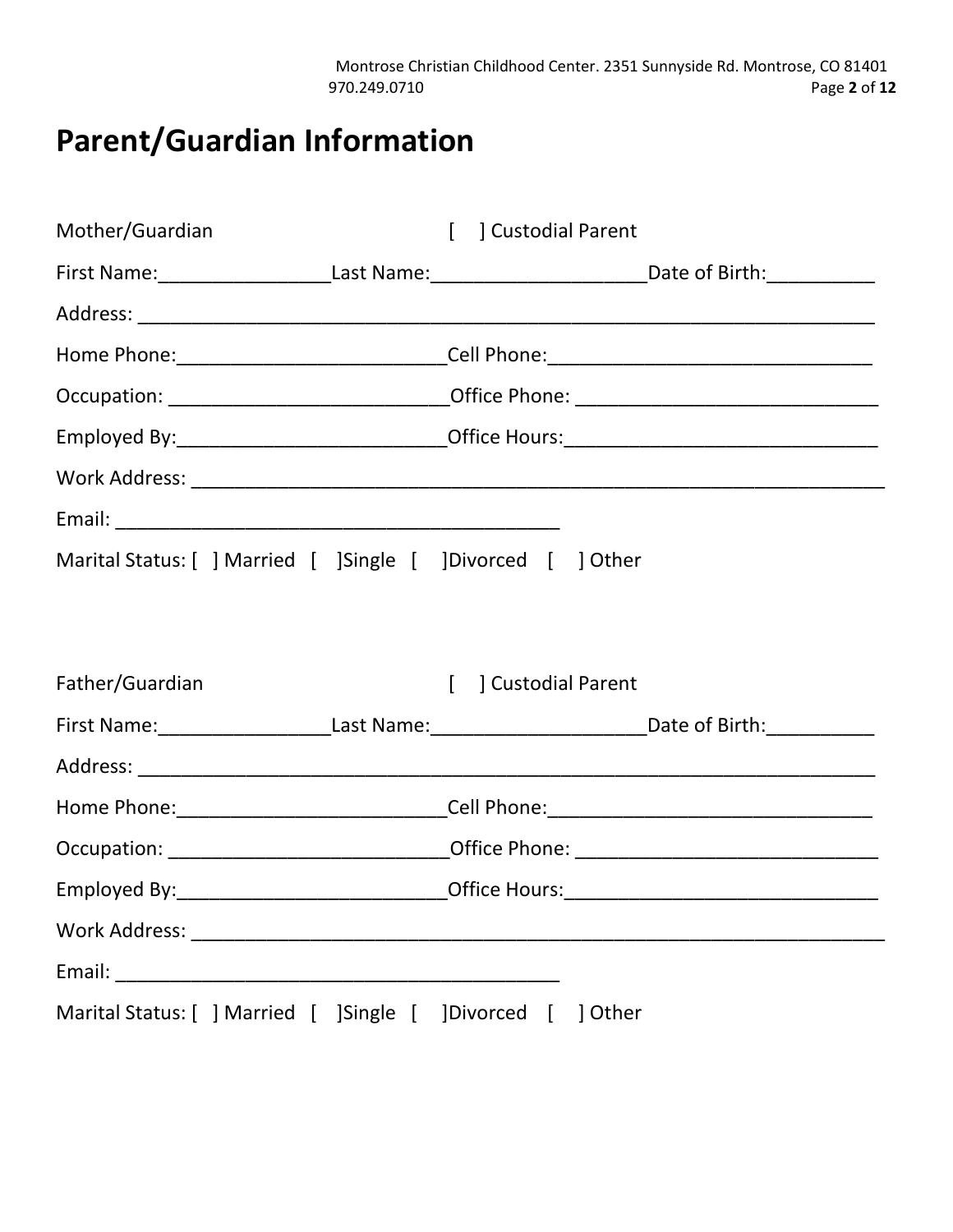# Parent/Guardian Information

Mother/Guardian [ ] Custodial Parent

First Name:________________ Last Name:____________________ Date of Birth:__________

Address: ______________________________________________________________________

Home Phone:_________________________ Cell Phone:______________________________

Occupation: __________________________ Office Phone: ____________________________

Employed By:_________________________ Office Hours:_____________________________

Work Address: __________________________________________________________________

Email: __________________________________________

Marital Status: [ ] Married [ ]Single [ ]Divorced [ ] Other

Father/Guardian [ ] Custodial Parent

First Name:________________ Last Name:____________________ Date of Birth:__________

Address: ______________________________________________________________________

Home Phone:_________________________ Cell Phone:______________________________

Occupation: __________________________ Office Phone: ____________________________

Employed By:_________________________ Office Hours:_____________________________

Work Address: __________________________________________________________________

Email: __________________________________________

Marital Status: [ ] Married [ ]Single [ ]Divorced [ ] Other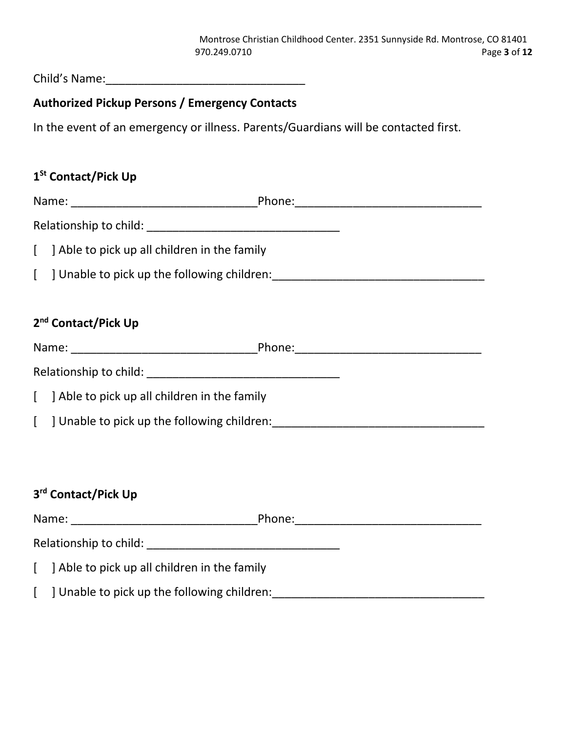Child's Name:_______________________________

## Authorized Pickup Persons / Emergency Contacts

In the event of an emergency or illness. Parents/Guardians will be contacted first.

### 1st Contact/Pick Up

Name: _____________________________Phone:_____________________________

Relationship to child: ______________________________

[ ] Able to pick up all children in the family

[ ] Unable to pick up the following children:_________________________________

### 2nd Contact/Pick Up

Name: _____________________________Phone:_____________________________

Relationship to child: ______________________________

[ ] Able to pick up all children in the family

[ ] Unable to pick up the following children:_________________________________

### 3rd Contact/Pick Up

Name: _____________________________Phone:_____________________________

Relationship to child: ______________________________

[ ] Able to pick up all children in the family

[ ] Unable to pick up the following children:_________________________________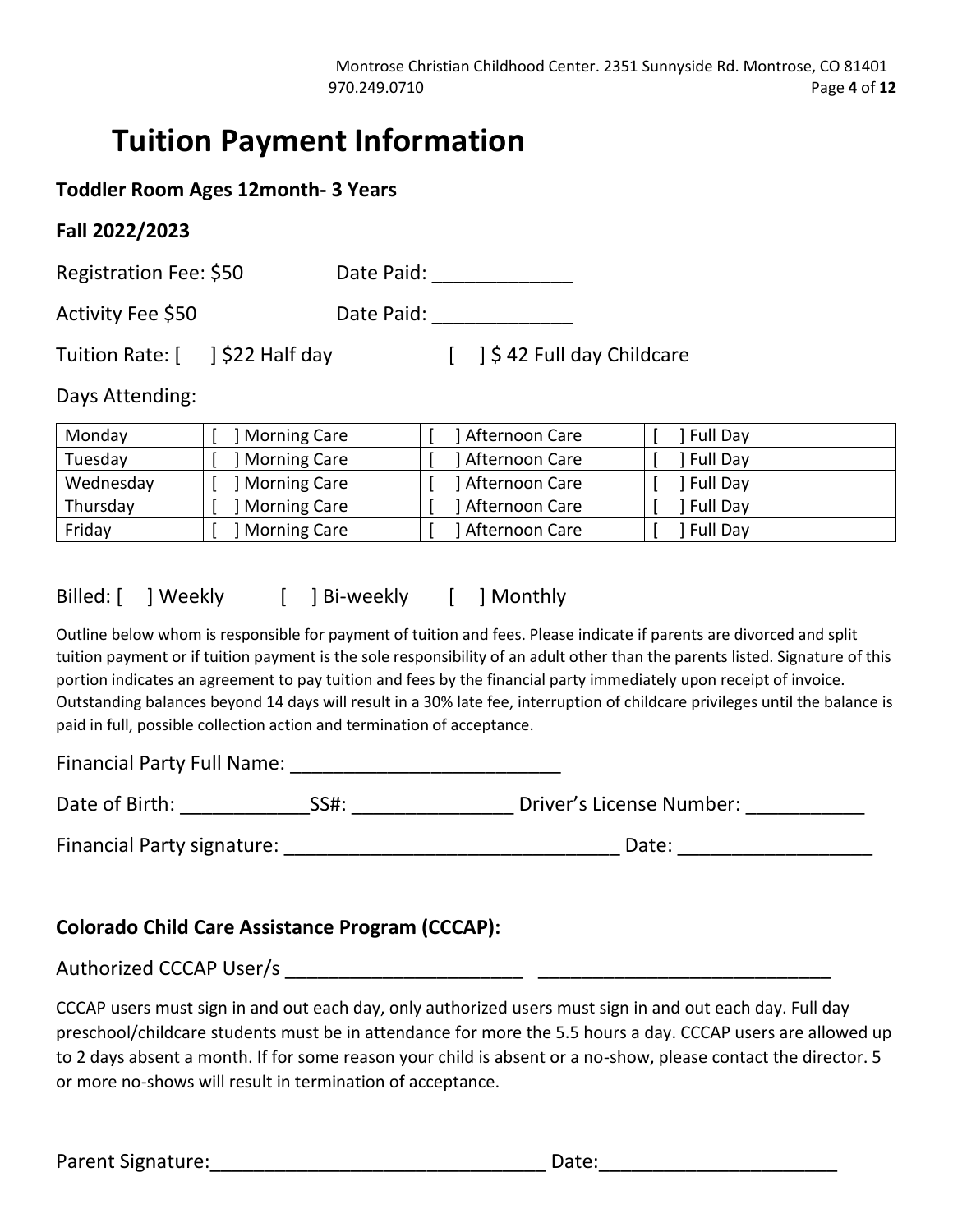# Tuition Payment Information

**Toddler Room Ages 12month- 3 Years**

**Fall 2022/2023**

Registration Fee: $50 Date Paid: _____________

Activity Fee $50 Date Paid: _____________

Tuition Rate: [ ] $22 Half day [ ] $ 42 Full day Childcare

Days Attending:

| | | | |
|---|---|---|---|
| Monday | [ ] Morning Care | [ ] Afternoon Care | [ ] Full Day |
| Tuesday | [ ] Morning Care | [ ] Afternoon Care | [ ] Full Day |
| Wednesday | [ ] Morning Care | [ ] Afternoon Care | [ ] Full Day |
| Thursday | [ ] Morning Care | [ ] Afternoon Care | [ ] Full Day |
| Friday | [ ] Morning Care | [ ] Afternoon Care | [ ] Full Day |

Billed: [ ] Weekly [ ] Bi-weekly [ ] Monthly

Outline below whom is responsible for payment of tuition and fees. Please indicate if parents are divorced and split tuition payment or if tuition payment is the sole responsibility of an adult other than the parents listed. Signature of this portion indicates an agreement to pay tuition and fees by the financial party immediately upon receipt of invoice. Outstanding balances beyond 14 days will result in a 30% late fee, interruption of childcare privileges until the balance is paid in full, possible collection action and termination of acceptance.

Financial Party Full Name: _________________________

Date of Birth: ____________SS#: _______________ Driver's License Number: ___________

Financial Party signature: _______________________________ Date: __________________

**Colorado Child Care Assistance Program (CCCAP):**

Authorized CCCAP User/s ______________________ ___________________________

CCCAP users must sign in and out each day, only authorized users must sign in and out each day. Full day preschool/childcare students must be in attendance for more the 5.5 hours a day. CCCAP users are allowed up to 2 days absent a month. If for some reason your child is absent or a no-show, please contact the director. 5 or more no-shows will result in termination of acceptance.

Parent Signature:_______________________________ Date:______________________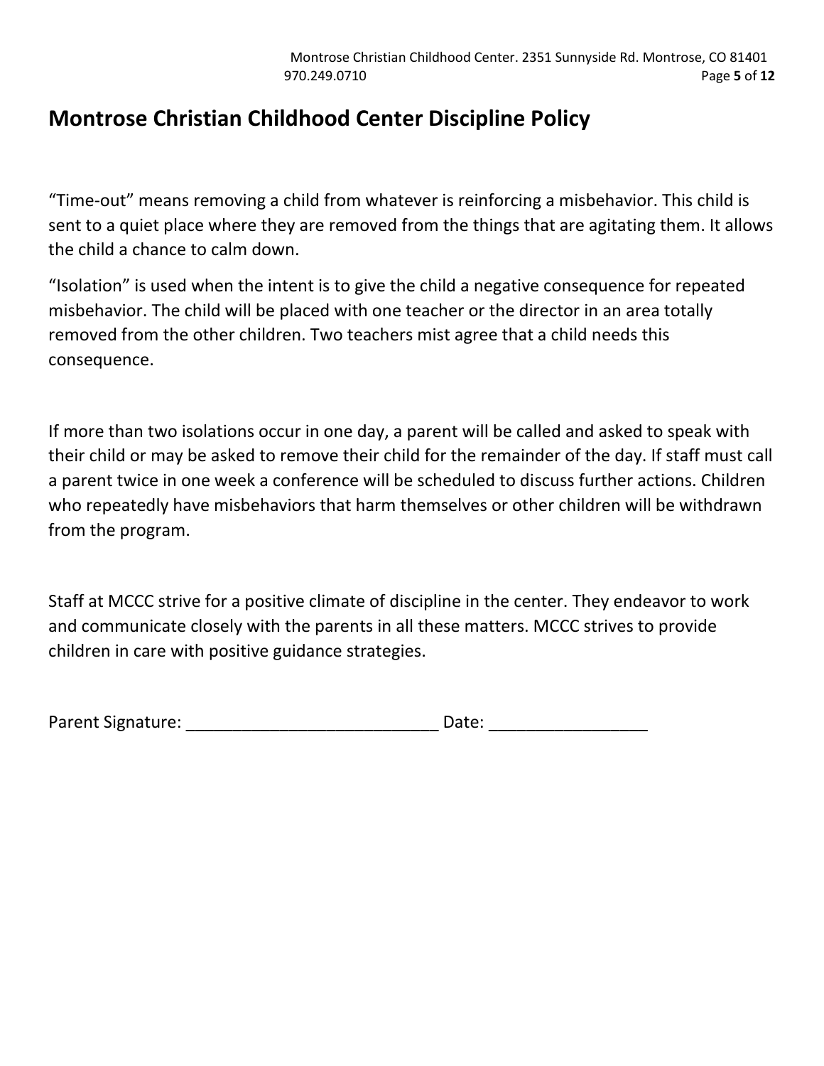# Montrose Christian Childhood Center Discipline Policy

"Time-out" means removing a child from whatever is reinforcing a misbehavior. This child is sent to a quiet place where they are removed from the things that are agitating them. It allows the child a chance to calm down.

"Isolation" is used when the intent is to give the child a negative consequence for repeated misbehavior. The child will be placed with one teacher or the director in an area totally removed from the other children. Two teachers mist agree that a child needs this consequence.

If more than two isolations occur in one day, a parent will be called and asked to speak with their child or may be asked to remove their child for the remainder of the day. If staff must call a parent twice in one week a conference will be scheduled to discuss further actions. Children who repeatedly have misbehaviors that harm themselves or other children will be withdrawn from the program.

Staff at MCCC strive for a positive climate of discipline in the center. They endeavor to work and communicate closely with the parents in all these matters. MCCC strives to provide children in care with positive guidance strategies.

Parent Signature: ____________________________ Date: _________________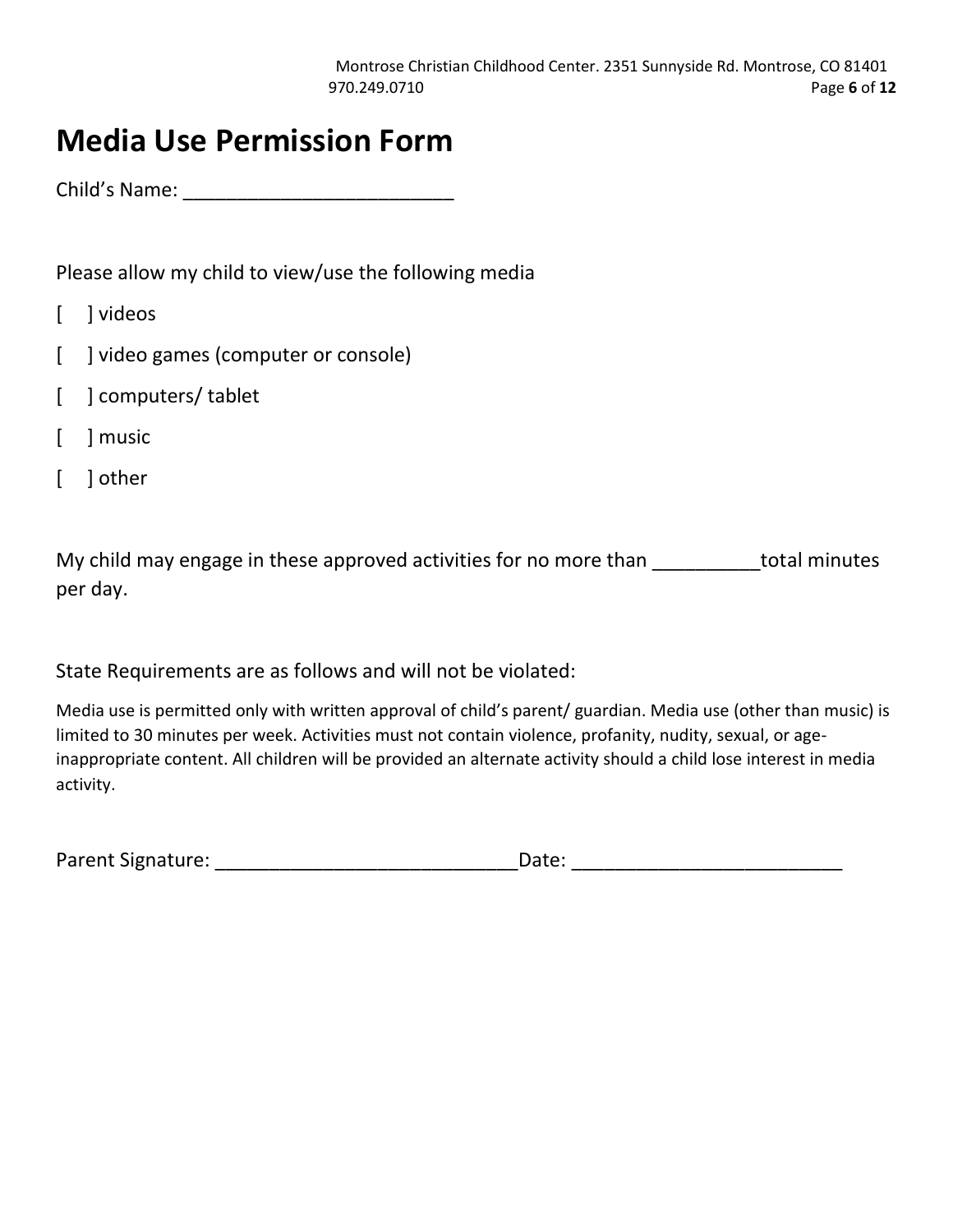# Media Use Permission Form

Child's Name: _________________________

Please allow my child to view/use the following media

[ ] videos

[ ] video games (computer or console)

[ ] computers/ tablet

[ ] music

[ ] other

My child may engage in these approved activities for no more than __________total minutes per day.

State Requirements are as follows and will not be violated:

Media use is permitted only with written approval of child's parent/ guardian. Media use (other than music) is limited to 30 minutes per week. Activities must not contain violence, profanity, nudity, sexual, or age-inappropriate content. All children will be provided an alternate activity should a child lose interest in media activity.

Parent Signature: ____________________________Date: _________________________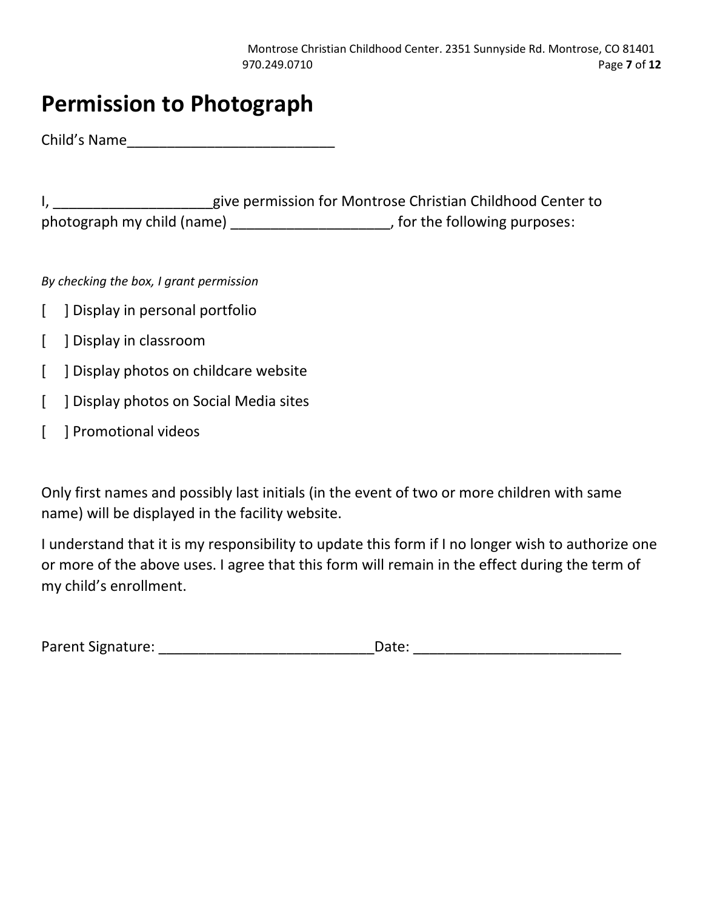# Permission to Photograph

Child's Name___________________________

I, ____________________give permission for Montrose Christian Childhood Center to photograph my child (name) ____________________, for the following purposes:

*By checking the box, I grant permission*

[ ] Display in personal portfolio

[ ] Display in classroom

[ ] Display photos on childcare website

[ ] Display photos on Social Media sites

[ ] Promotional videos

Only first names and possibly last initials (in the event of two or more children with same name) will be displayed in the facility website.

I understand that it is my responsibility to update this form if I no longer wish to authorize one or more of the above uses. I agree that this form will remain in the effect during the term of my child's enrollment.

Parent Signature: ___________________________Date: __________________________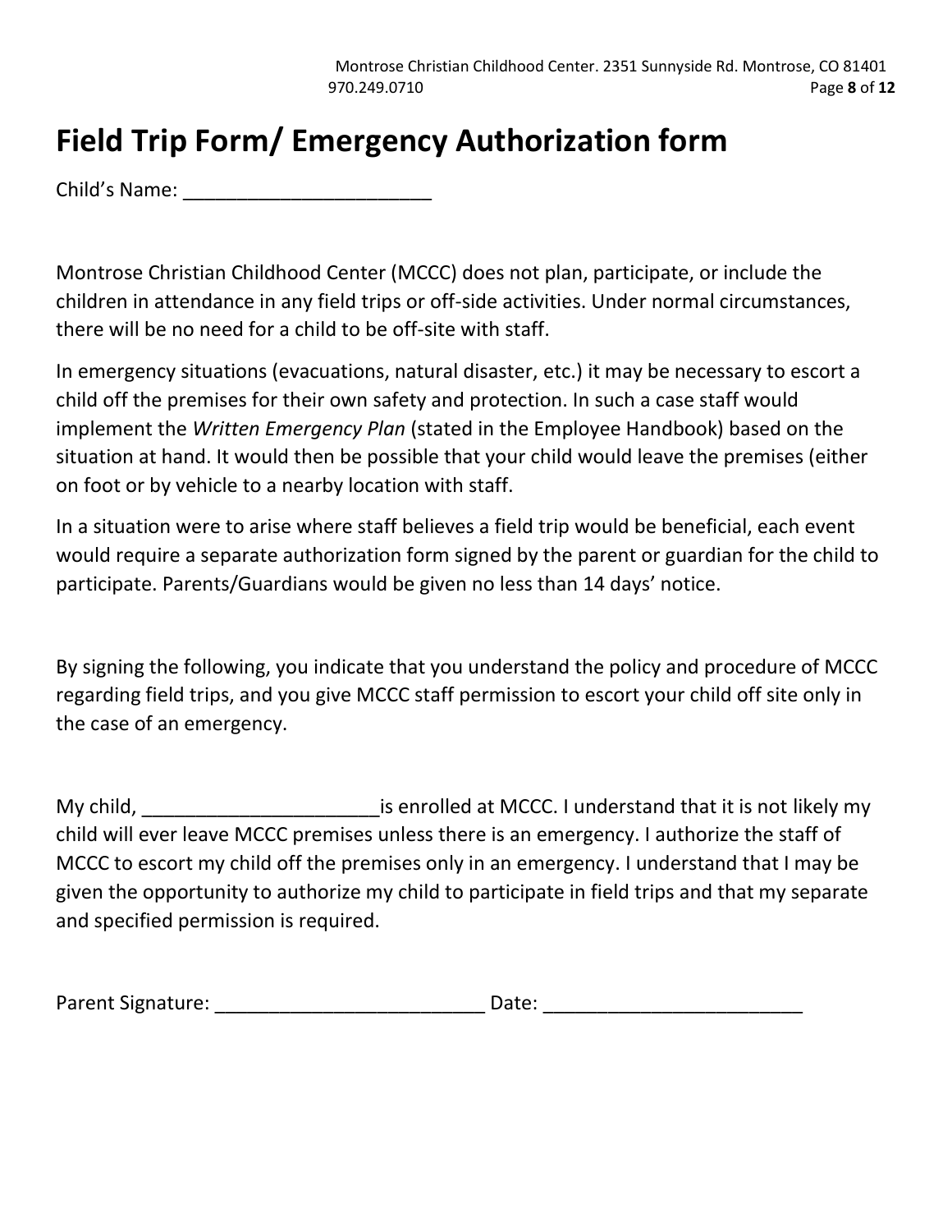# Field Trip Form/ Emergency Authorization form

Child's Name: ______________________

Montrose Christian Childhood Center (MCCC) does not plan, participate, or include the children in attendance in any field trips or off-side activities. Under normal circumstances, there will be no need for a child to be off-site with staff.

In emergency situations (evacuations, natural disaster, etc.) it may be necessary to escort a child off the premises for their own safety and protection. In such a case staff would implement the *Written Emergency Plan* (stated in the Employee Handbook) based on the situation at hand. It would then be possible that your child would leave the premises (either on foot or by vehicle to a nearby location with staff.

In a situation were to arise where staff believes a field trip would be beneficial, each event would require a separate authorization form signed by the parent or guardian for the child to participate. Parents/Guardians would be given no less than 14 days' notice.

By signing the following, you indicate that you understand the policy and procedure of MCCC regarding field trips, and you give MCCC staff permission to escort your child off site only in the case of an emergency.

My child, ______________________is enrolled at MCCC. I understand that it is not likely my child will ever leave MCCC premises unless there is an emergency. I authorize the staff of MCCC to escort my child off the premises only in an emergency. I understand that I may be given the opportunity to authorize my child to participate in field trips and that my separate and specified permission is required.

Parent Signature: _________________________ Date: ________________________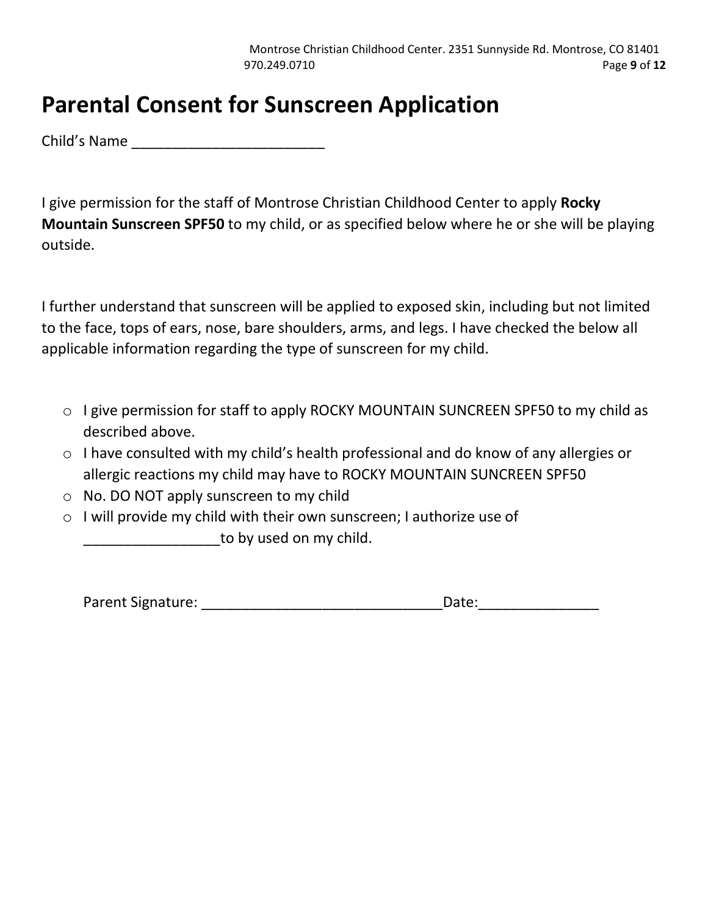# Parental Consent for Sunscreen Application

Child's Name ________________________

I give permission for the staff of Montrose Christian Childhood Center to apply **Rocky Mountain Sunscreen SPF50** to my child, or as specified below where he or she will be playing outside.

I further understand that sunscreen will be applied to exposed skin, including but not limited to the face, tops of ears, nose, bare shoulders, arms, and legs. I have checked the below all applicable information regarding the type of sunscreen for my child.

- I give permission for staff to apply ROCKY MOUNTAIN SUNCREEN SPF50 to my child as described above.
- I have consulted with my child's health professional and do know of any allergies or allergic reactions my child may have to ROCKY MOUNTAIN SUNCREEN SPF50
- No. DO NOT apply sunscreen to my child
- I will provide my child with their own sunscreen; I authorize use of _________________to by used on my child.

Parent Signature: ______________________________Date:_______________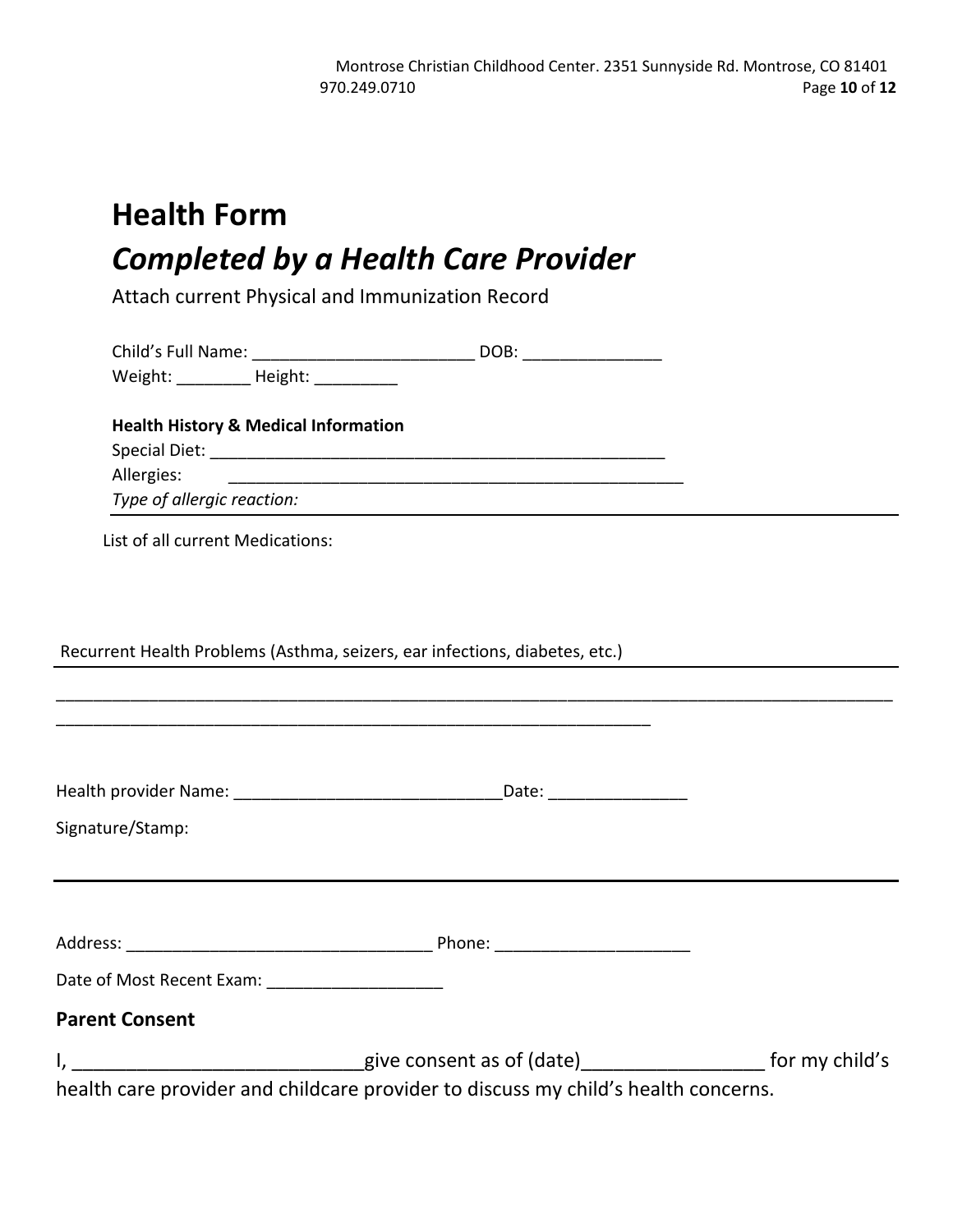# Health Form

## *Completed by a Health Care Provider*

Attach current Physical and Immunization Record

Child's Full Name: ________________________ DOB: _______________

Weight: ________ Height: _________

**Health History & Medical Information**

Special Diet: ___________________________________________________

Allergies: ___________________________________________________

*Type of allergic reaction:*

List of all current Medications:

Recurrent Health Problems (Asthma, seizers, ear infections, diabetes, etc.)

___________________________________________________________________________________________

_________________________________________________________________

Health provider Name: _____________________________Date: _______________

Signature/Stamp:

Address: _________________________________ Phone: _____________________

Date of Most Recent Exam: ___________________

### Parent Consent

I, ___________________________give consent as of (date)_________________ for my child's health care provider and childcare provider to discuss my child's health concerns.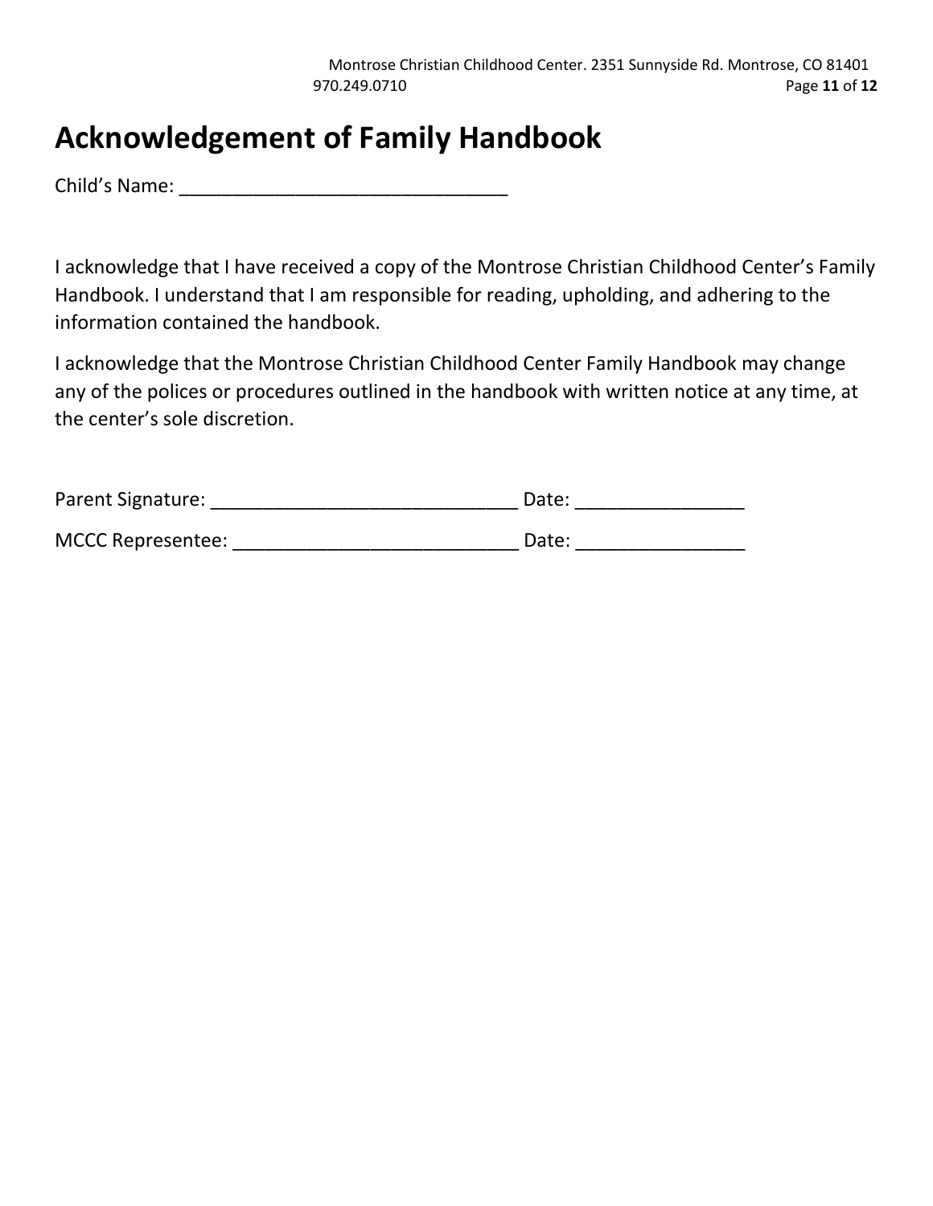# Acknowledgement of Family Handbook

Child's Name: _______________________________

I acknowledge that I have received a copy of the Montrose Christian Childhood Center's Family Handbook. I understand that I am responsible for reading, upholding, and adhering to the information contained the handbook.

I acknowledge that the Montrose Christian Childhood Center Family Handbook may change any of the polices or procedures outlined in the handbook with written notice at any time, at the center's sole discretion.

Parent Signature: ____________________________ Date: ________________

MCCC Representee: ___________________________ Date: ________________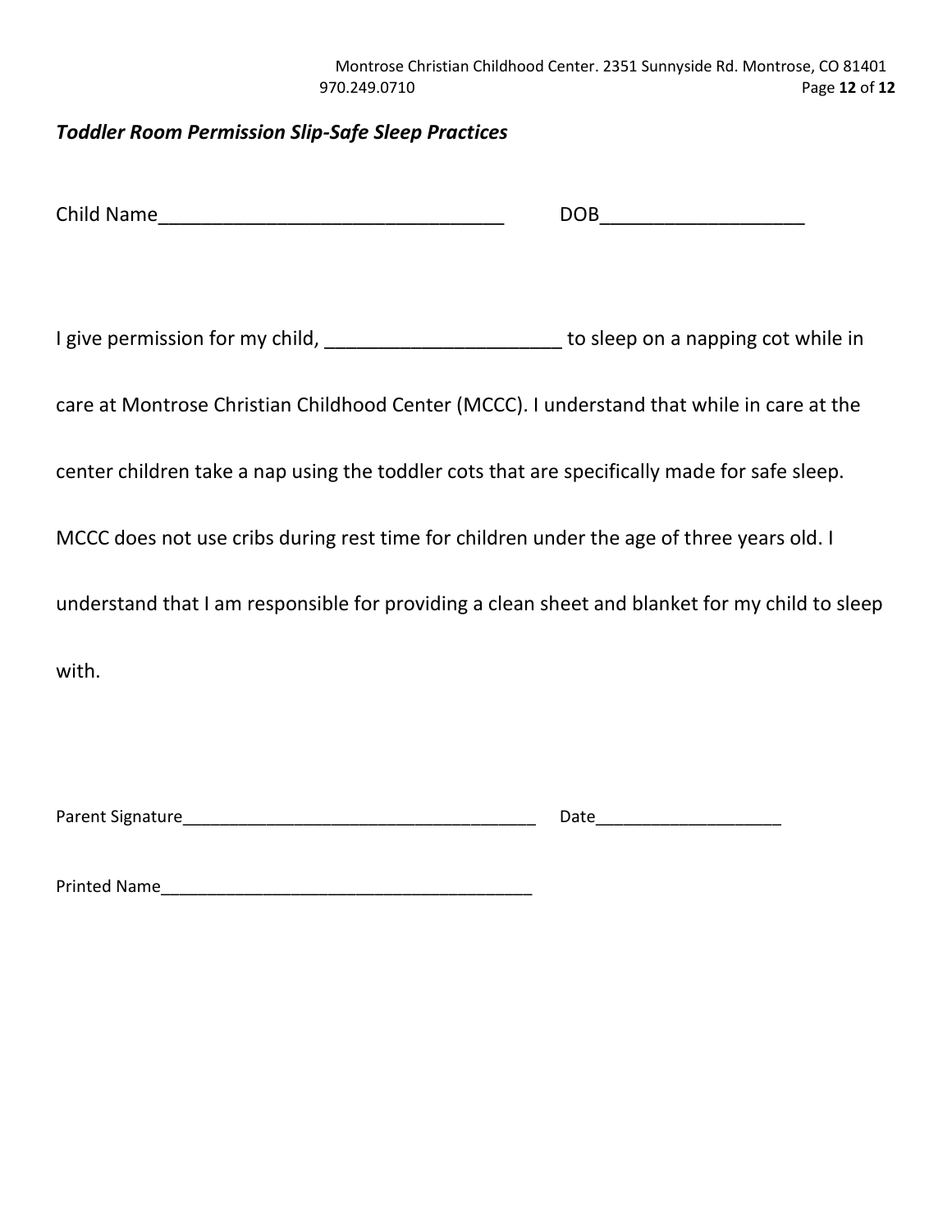***Toddler Room Permission Slip-Safe Sleep Practices***

Child Name________________________________ DOB__________________

I give permission for my child, _____________________ to sleep on a napping cot while in care at Montrose Christian Childhood Center (MCCC). I understand that while in care at the center children take a nap using the toddler cots that are specifically made for safe sleep. MCCC does not use cribs during rest time for children under the age of three years old. I understand that I am responsible for providing a clean sheet and blanket for my child to sleep with.

Parent Signature_______________________________________ Date___________________

Printed Name_________________________________________